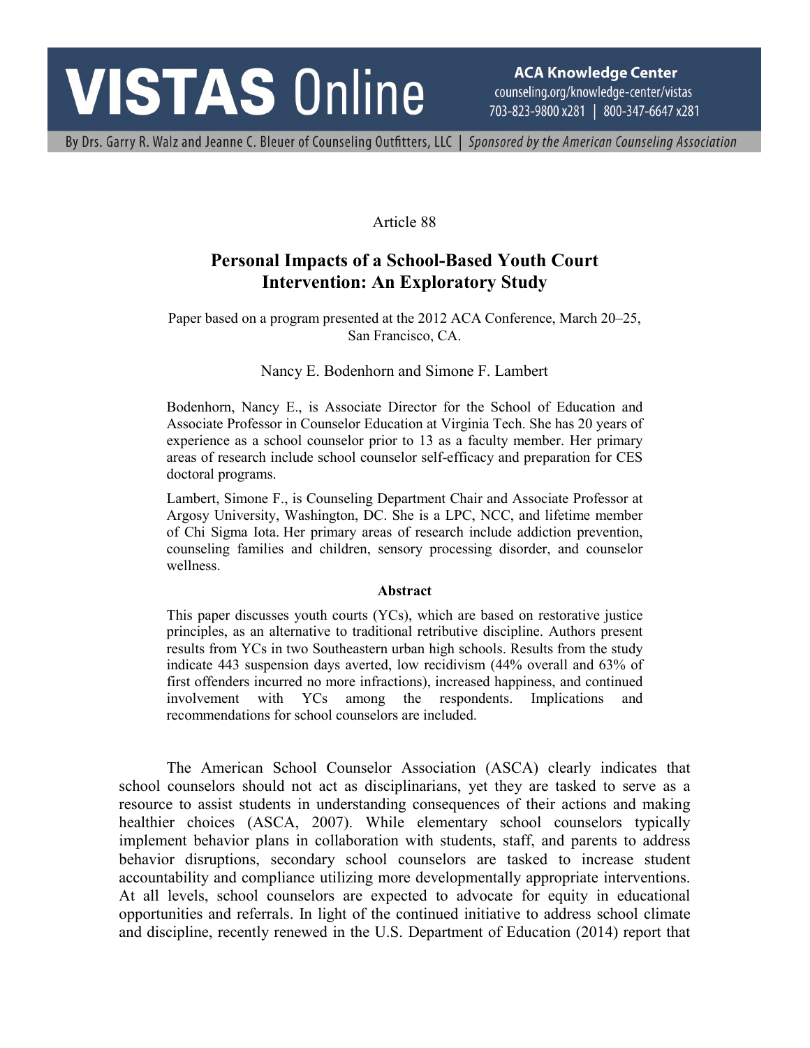Article 88

# Personal Impacts of a School-Based Youth Court Intervention: An Exploratory Study

Paper based on a program presented at the 2012 ACA Conference, March 20–25, San Francisco, CA.

Nancy E. Bodenhorn and Simone F. Lambert

Bodenhorn, Nancy E., is Associate Director for the School of Education and Associate Professor in Counselor Education at Virginia Tech. She has 20 years of experience as a school counselor prior to 13 as a faculty member. Her primary areas of research include school counselor self-efficacy and preparation for CES doctoral programs.

Lambert, Simone F., is Counseling Department Chair and Associate Professor at Argosy University, Washington, DC. She is a LPC, NCC, and lifetime member of Chi Sigma Iota. Her primary areas of research include addiction prevention, counseling families and children, sensory processing disorder, and counselor wellness.

### Abstract

This paper discusses youth courts (YCs), which are based on restorative justice principles, as an alternative to traditional retributive discipline. Authors present results from YCs in two Southeastern urban high schools. Results from the study indicate 443 suspension days averted, low recidivism (44% overall and 63% of first offenders incurred no more infractions), increased happiness, and continued involvement with YCs among the respondents. Implications and recommendations for school counselors are included.

The American School Counselor Association (ASCA) clearly indicates that school counselors should not act as disciplinarians, yet they are tasked to serve as a resource to assist students in understanding consequences of their actions and making healthier choices (ASCA, 2007). While elementary school counselors typically implement behavior plans in collaboration with students, staff, and parents to address behavior disruptions, secondary school counselors are tasked to increase student accountability and compliance utilizing more developmentally appropriate interventions. At all levels, school counselors are expected to advocate for equity in educational opportunities and referrals. In light of the continued initiative to address school climate and discipline, recently renewed in the U.S. Department of Education (2014) report that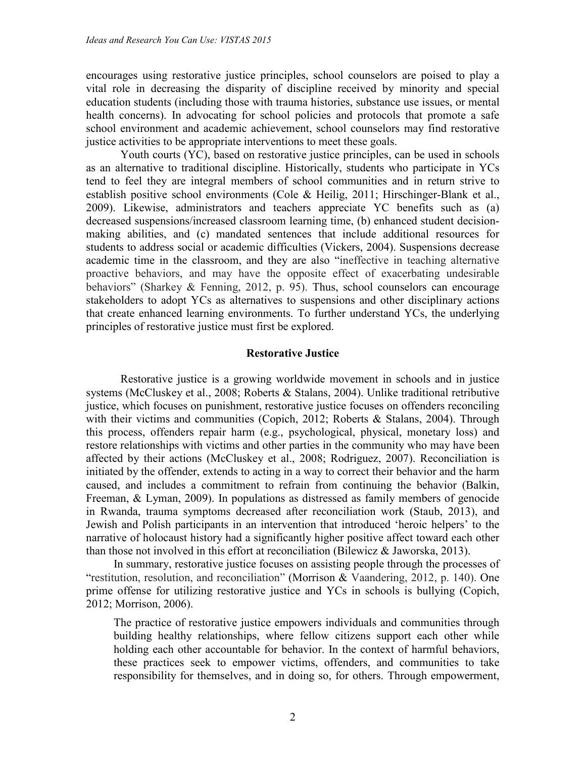encourages using restorative justice principles, school counselors are poised to play a vital role in decreasing the disparity of discipline received by minority and special education students (including those with trauma histories, substance use issues, or mental health concerns). In advocating for school policies and protocols that promote a safe school environment and academic achievement, school counselors may find restorative justice activities to be appropriate interventions to meet these goals.

Youth courts (YC), based on restorative justice principles, can be used in schools as an alternative to traditional discipline. Historically, students who participate in YCs tend to feel they are integral members of school communities and in return strive to establish positive school environments (Cole & Heilig, 2011; Hirschinger-Blank et al., 2009). Likewise, administrators and teachers appreciate YC benefits such as (a) decreased suspensions/increased classroom learning time, (b) enhanced student decision-making abilities, and (c) mandated sentences that include additional resources for students to address social or academic difficulties (Vickers, 2004). Suspensions decrease academic time in the classroom, and they are also "ineffective in teaching alternative proactive behaviors, and may have the opposite effect of exacerbating undesirable behaviors" (Sharkey & Fenning, 2012, p. 95). Thus, school counselors can encourage stakeholders to adopt YCs as alternatives to suspensions and other disciplinary actions that create enhanced learning environments. To further understand YCs, the underlying principles of restorative justice must first be explored.

## Restorative Justice

Restorative justice is a growing worldwide movement in schools and in justice systems (McCluskey et al., 2008; Roberts & Stalans, 2004). Unlike traditional retributive justice, which focuses on punishment, restorative justice focuses on offenders reconciling with their victims and communities (Copich, 2012; Roberts & Stalans, 2004). Through this process, offenders repair harm (e.g., psychological, physical, monetary loss) and restore relationships with victims and other parties in the community who may have been affected by their actions (McCluskey et al., 2008; Rodriguez, 2007). Reconciliation is initiated by the offender, extends to acting in a way to correct their behavior and the harm caused, and includes a commitment to refrain from continuing the behavior (Balkin, Freeman, & Lyman, 2009). In populations as distressed as family members of genocide in Rwanda, trauma symptoms decreased after reconciliation work (Staub, 2013), and Jewish and Polish participants in an intervention that introduced 'heroic helpers' to the narrative of holocaust history had a significantly higher positive affect toward each other than those not involved in this effort at reconciliation (Bilewicz & Jaworska, 2013).

In summary, restorative justice focuses on assisting people through the processes of "restitution, resolution, and reconciliation" (Morrison & Vaandering, 2012, p. 140). One prime offense for utilizing restorative justice and YCs in schools is bullying (Copich, 2012; Morrison, 2006).

> The practice of restorative justice empowers individuals and communities through building healthy relationships, where fellow citizens support each other while holding each other accountable for behavior. In the context of harmful behaviors, these practices seek to empower victims, offenders, and communities to take responsibility for themselves, and in doing so, for others. Through empowerment,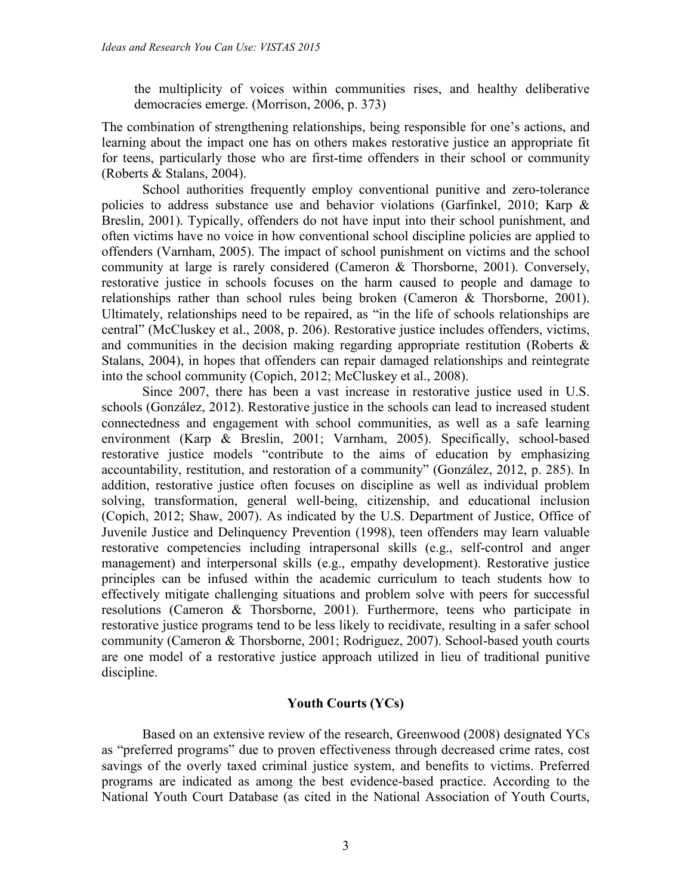> the multiplicity of voices within communities rises, and healthy deliberative democracies emerge. (Morrison, 2006, p. 373)

The combination of strengthening relationships, being responsible for one's actions, and learning about the impact one has on others makes restorative justice an appropriate fit for teens, particularly those who are first-time offenders in their school or community (Roberts & Stalans, 2004).

School authorities frequently employ conventional punitive and zero-tolerance policies to address substance use and behavior violations (Garfinkel, 2010; Karp & Breslin, 2001). Typically, offenders do not have input into their school punishment, and often victims have no voice in how conventional school discipline policies are applied to offenders (Varnham, 2005). The impact of school punishment on victims and the school community at large is rarely considered (Cameron & Thorsborne, 2001). Conversely, restorative justice in schools focuses on the harm caused to people and damage to relationships rather than school rules being broken (Cameron & Thorsborne, 2001). Ultimately, relationships need to be repaired, as "in the life of schools relationships are central" (McCluskey et al., 2008, p. 206). Restorative justice includes offenders, victims, and communities in the decision making regarding appropriate restitution (Roberts & Stalans, 2004), in hopes that offenders can repair damaged relationships and reintegrate into the school community (Copich, 2012; McCluskey et al., 2008).

Since 2007, there has been a vast increase in restorative justice used in U.S. schools (González, 2012). Restorative justice in the schools can lead to increased student connectedness and engagement with school communities, as well as a safe learning environment (Karp & Breslin, 2001; Varnham, 2005). Specifically, school-based restorative justice models "contribute to the aims of education by emphasizing accountability, restitution, and restoration of a community" (González, 2012, p. 285). In addition, restorative justice often focuses on discipline as well as individual problem solving, transformation, general well-being, citizenship, and educational inclusion (Copich, 2012; Shaw, 2007). As indicated by the U.S. Department of Justice, Office of Juvenile Justice and Delinquency Prevention (1998), teen offenders may learn valuable restorative competencies including intrapersonal skills (e.g., self-control and anger management) and interpersonal skills (e.g., empathy development). Restorative justice principles can be infused within the academic curriculum to teach students how to effectively mitigate challenging situations and problem solve with peers for successful resolutions (Cameron & Thorsborne, 2001). Furthermore, teens who participate in restorative justice programs tend to be less likely to recidivate, resulting in a safer school community (Cameron & Thorsborne, 2001; Rodriguez, 2007). School-based youth courts are one model of a restorative justice approach utilized in lieu of traditional punitive discipline.

## Youth Courts (YCs)

Based on an extensive review of the research, Greenwood (2008) designated YCs as "preferred programs" due to proven effectiveness through decreased crime rates, cost savings of the overly taxed criminal justice system, and benefits to victims. Preferred programs are indicated as among the best evidence-based practice. According to the National Youth Court Database (as cited in the National Association of Youth Courts,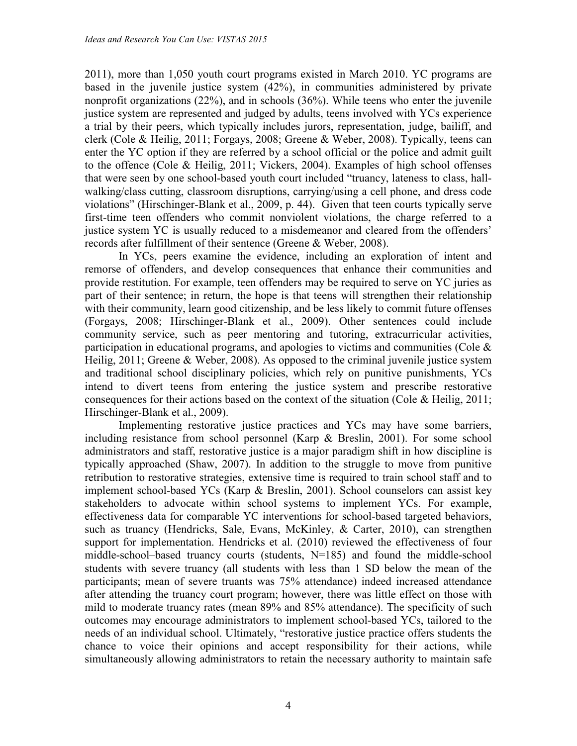2011), more than 1,050 youth court programs existed in March 2010. YC programs are based in the juvenile justice system (42%), in communities administered by private nonprofit organizations (22%), and in schools (36%). While teens who enter the juvenile justice system are represented and judged by adults, teens involved with YCs experience a trial by their peers, which typically includes jurors, representation, judge, bailiff, and clerk (Cole & Heilig, 2011; Forgays, 2008; Greene & Weber, 2008). Typically, teens can enter the YC option if they are referred by a school official or the police and admit guilt to the offence (Cole & Heilig, 2011; Vickers, 2004). Examples of high school offenses that were seen by one school-based youth court included "truancy, lateness to class, hall-walking/class cutting, classroom disruptions, carrying/using a cell phone, and dress code violations" (Hirschinger-Blank et al., 2009, p. 44). Given that teen courts typically serve first-time teen offenders who commit nonviolent violations, the charge referred to a justice system YC is usually reduced to a misdemeanor and cleared from the offenders' records after fulfillment of their sentence (Greene & Weber, 2008).

In YCs, peers examine the evidence, including an exploration of intent and remorse of offenders, and develop consequences that enhance their communities and provide restitution. For example, teen offenders may be required to serve on YC juries as part of their sentence; in return, the hope is that teens will strengthen their relationship with their community, learn good citizenship, and be less likely to commit future offenses (Forgays, 2008; Hirschinger-Blank et al., 2009). Other sentences could include community service, such as peer mentoring and tutoring, extracurricular activities, participation in educational programs, and apologies to victims and communities (Cole & Heilig, 2011; Greene & Weber, 2008). As opposed to the criminal juvenile justice system and traditional school disciplinary policies, which rely on punitive punishments, YCs intend to divert teens from entering the justice system and prescribe restorative consequences for their actions based on the context of the situation (Cole & Heilig, 2011; Hirschinger-Blank et al., 2009).

Implementing restorative justice practices and YCs may have some barriers, including resistance from school personnel (Karp & Breslin, 2001). For some school administrators and staff, restorative justice is a major paradigm shift in how discipline is typically approached (Shaw, 2007). In addition to the struggle to move from punitive retribution to restorative strategies, extensive time is required to train school staff and to implement school-based YCs (Karp & Breslin, 2001). School counselors can assist key stakeholders to advocate within school systems to implement YCs. For example, effectiveness data for comparable YC interventions for school-based targeted behaviors, such as truancy (Hendricks, Sale, Evans, McKinley, & Carter, 2010), can strengthen support for implementation. Hendricks et al. (2010) reviewed the effectiveness of four middle-school–based truancy courts (students, N=185) and found the middle-school students with severe truancy (all students with less than 1 SD below the mean of the participants; mean of severe truants was 75% attendance) indeed increased attendance after attending the truancy court program; however, there was little effect on those with mild to moderate truancy rates (mean 89% and 85% attendance). The specificity of such outcomes may encourage administrators to implement school-based YCs, tailored to the needs of an individual school. Ultimately, "restorative justice practice offers students the chance to voice their opinions and accept responsibility for their actions, while simultaneously allowing administrators to retain the necessary authority to maintain safe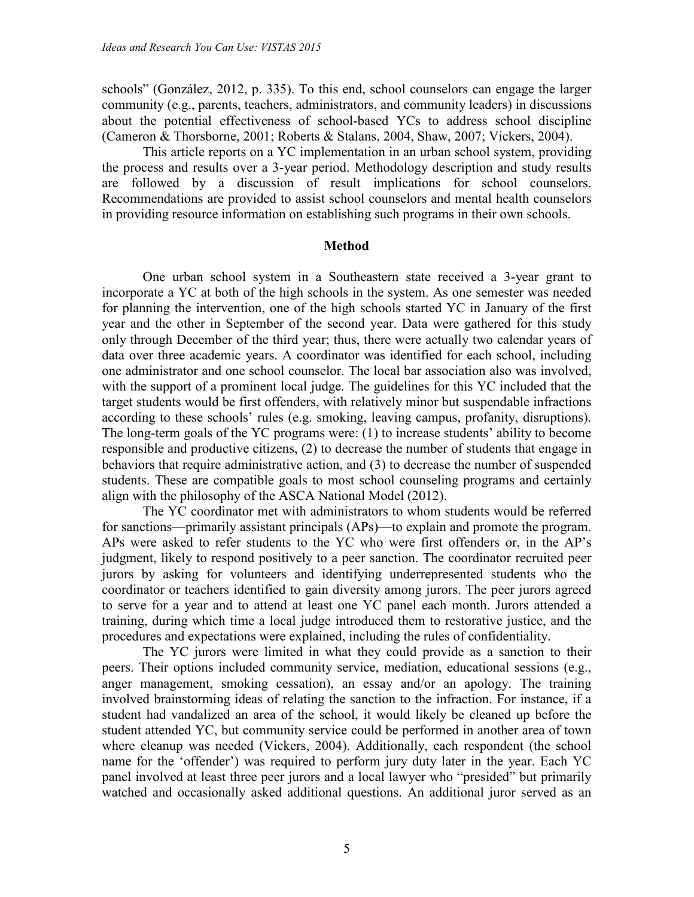schools" (González, 2012, p. 335). To this end, school counselors can engage the larger community (e.g., parents, teachers, administrators, and community leaders) in discussions about the potential effectiveness of school-based YCs to address school discipline (Cameron & Thorsborne, 2001; Roberts & Stalans, 2004, Shaw, 2007; Vickers, 2004).

This article reports on a YC implementation in an urban school system, providing the process and results over a 3-year period. Methodology description and study results are followed by a discussion of result implications for school counselors. Recommendations are provided to assist school counselors and mental health counselors in providing resource information on establishing such programs in their own schools.

## Method

One urban school system in a Southeastern state received a 3-year grant to incorporate a YC at both of the high schools in the system. As one semester was needed for planning the intervention, one of the high schools started YC in January of the first year and the other in September of the second year. Data were gathered for this study only through December of the third year; thus, there were actually two calendar years of data over three academic years. A coordinator was identified for each school, including one administrator and one school counselor. The local bar association also was involved, with the support of a prominent local judge. The guidelines for this YC included that the target students would be first offenders, with relatively minor but suspendable infractions according to these schools' rules (e.g. smoking, leaving campus, profanity, disruptions). The long-term goals of the YC programs were: (1) to increase students' ability to become responsible and productive citizens, (2) to decrease the number of students that engage in behaviors that require administrative action, and (3) to decrease the number of suspended students. These are compatible goals to most school counseling programs and certainly align with the philosophy of the ASCA National Model (2012).

The YC coordinator met with administrators to whom students would be referred for sanctions—primarily assistant principals (APs)—to explain and promote the program. APs were asked to refer students to the YC who were first offenders or, in the AP's judgment, likely to respond positively to a peer sanction. The coordinator recruited peer jurors by asking for volunteers and identifying underrepresented students who the coordinator or teachers identified to gain diversity among jurors. The peer jurors agreed to serve for a year and to attend at least one YC panel each month. Jurors attended a training, during which time a local judge introduced them to restorative justice, and the procedures and expectations were explained, including the rules of confidentiality.

The YC jurors were limited in what they could provide as a sanction to their peers. Their options included community service, mediation, educational sessions (e.g., anger management, smoking cessation), an essay and/or an apology. The training involved brainstorming ideas of relating the sanction to the infraction. For instance, if a student had vandalized an area of the school, it would likely be cleaned up before the student attended YC, but community service could be performed in another area of town where cleanup was needed (Vickers, 2004). Additionally, each respondent (the school name for the 'offender') was required to perform jury duty later in the year. Each YC panel involved at least three peer jurors and a local lawyer who "presided" but primarily watched and occasionally asked additional questions. An additional juror served as an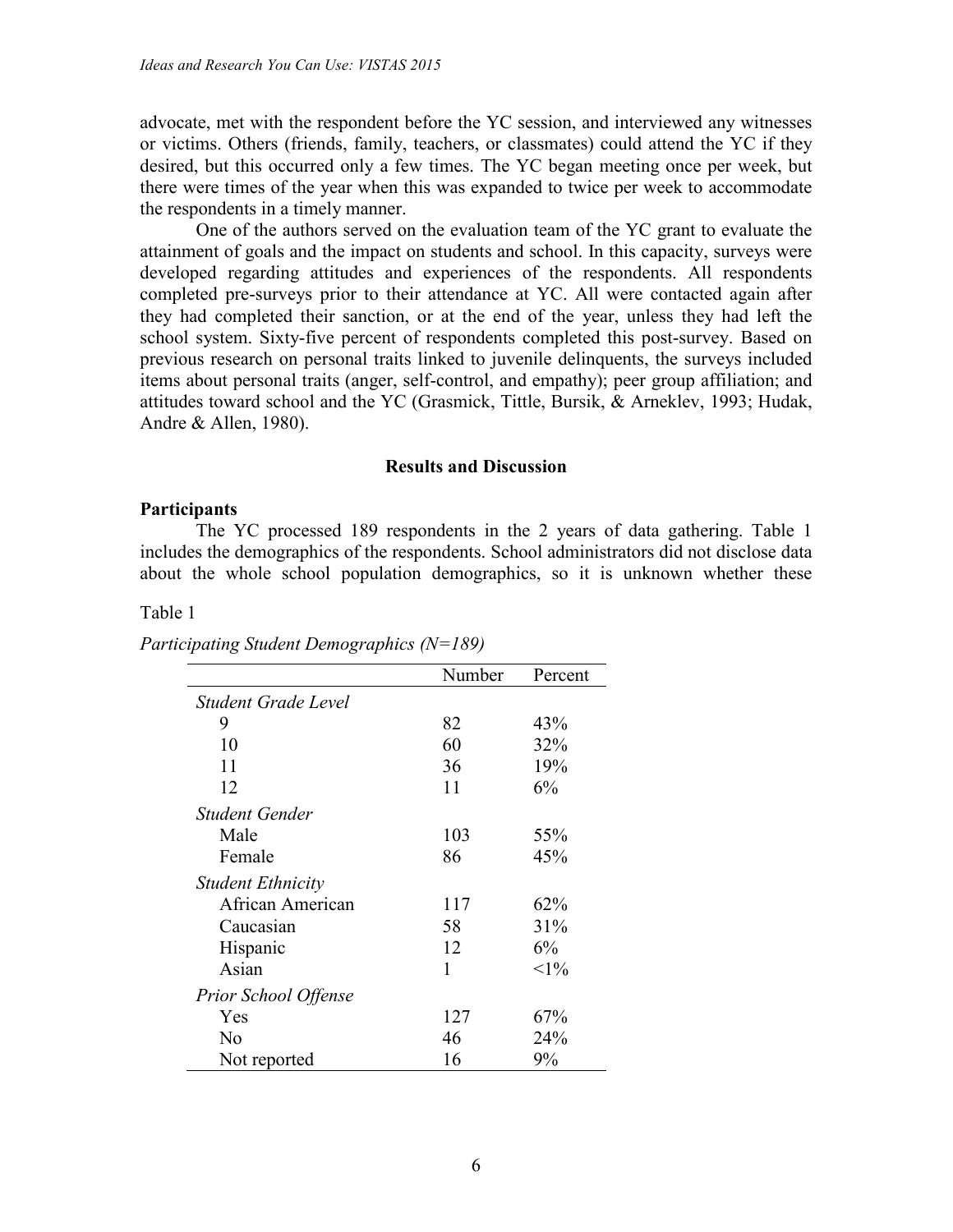advocate, met with the respondent before the YC session, and interviewed any witnesses or victims. Others (friends, family, teachers, or classmates) could attend the YC if they desired, but this occurred only a few times. The YC began meeting once per week, but there were times of the year when this was expanded to twice per week to accommodate the respondents in a timely manner.

One of the authors served on the evaluation team of the YC grant to evaluate the attainment of goals and the impact on students and school. In this capacity, surveys were developed regarding attitudes and experiences of the respondents. All respondents completed pre-surveys prior to their attendance at YC. All were contacted again after they had completed their sanction, or at the end of the year, unless they had left the school system. Sixty-five percent of respondents completed this post-survey. Based on previous research on personal traits linked to juvenile delinquents, the surveys included items about personal traits (anger, self-control, and empathy); peer group affiliation; and attitudes toward school and the YC (Grasmick, Tittle, Bursik, & Arneklev, 1993; Hudak, Andre & Allen, 1980).

## Results and Discussion

### Participants

The YC processed 189 respondents in the 2 years of data gathering. Table 1 includes the demographics of the respondents. School administrators did not disclose data about the whole school population demographics, so it is unknown whether these

Table 1

*Participating Student Demographics (N=189)*

| | Number | Percent |
|---|---|---|
| *Student Grade Level* | | |
| 9 | 82 | 43% |
| 10 | 60 | 32% |
| 11 | 36 | 19% |
| 12 | 11 | 6% |
| *Student Gender* | | |
| Male | 103 | 55% |
| Female | 86 | 45% |
| *Student Ethnicity* | | |
| African American | 117 | 62% |
| Caucasian | 58 | 31% |
| Hispanic | 12 | 6% |
| Asian | 1 | <1% |
| *Prior School Offense* | | |
| Yes | 127 | 67% |
| No | 46 | 24% |
| Not reported | 16 | 9% |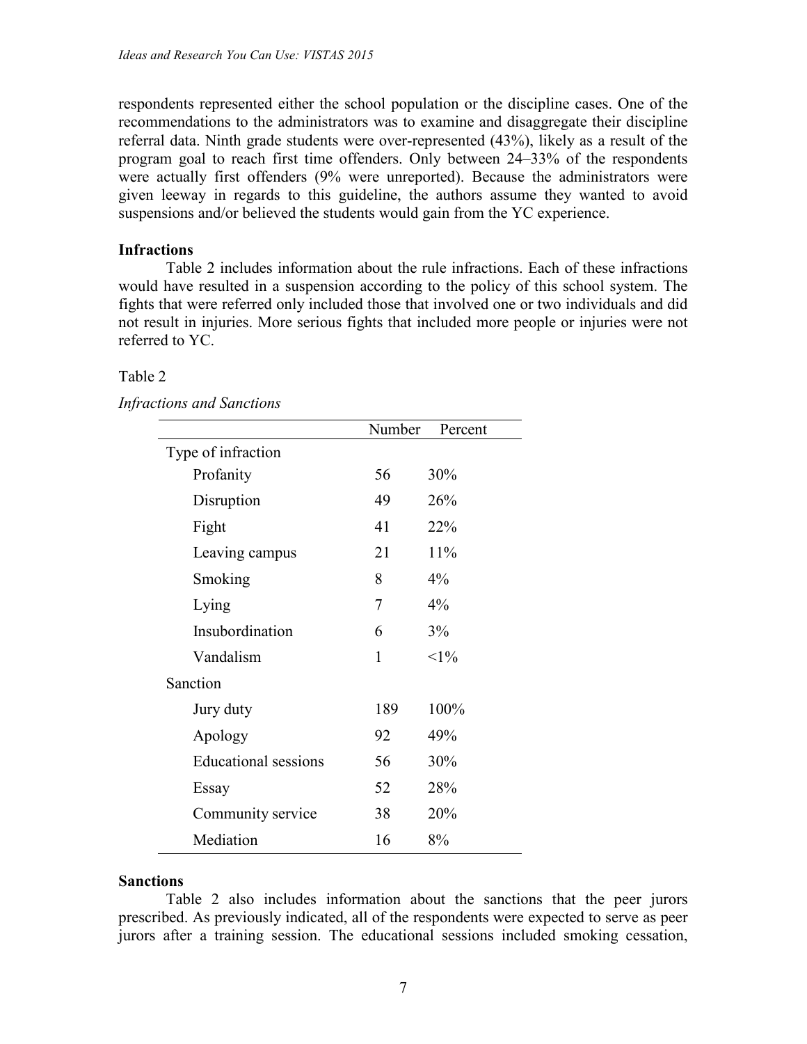respondents represented either the school population or the discipline cases. One of the recommendations to the administrators was to examine and disaggregate their discipline referral data. Ninth grade students were over-represented (43%), likely as a result of the program goal to reach first time offenders. Only between 24–33% of the respondents were actually first offenders (9% were unreported). Because the administrators were given leeway in regards to this guideline, the authors assume they wanted to avoid suspensions and/or believed the students would gain from the YC experience.

### Infractions

Table 2 includes information about the rule infractions. Each of these infractions would have resulted in a suspension according to the policy of this school system. The fights that were referred only included those that involved one or two individuals and did not result in injuries. More serious fights that included more people or injuries were not referred to YC.

Table 2

*Infractions and Sanctions*

| | Number | Percent |
|---|---|---|
| Type of infraction | | |
| Profanity | 56 | 30% |
| Disruption | 49 | 26% |
| Fight | 41 | 22% |
| Leaving campus | 21 | 11% |
| Smoking | 8 | 4% |
| Lying | 7 | 4% |
| Insubordination | 6 | 3% |
| Vandalism | 1 | <1% |
| Sanction | | |
| Jury duty | 189 | 100% |
| Apology | 92 | 49% |
| Educational sessions | 56 | 30% |
| Essay | 52 | 28% |
| Community service | 38 | 20% |
| Mediation | 16 | 8% |

### Sanctions

Table 2 also includes information about the sanctions that the peer jurors prescribed. As previously indicated, all of the respondents were expected to serve as peer jurors after a training session. The educational sessions included smoking cessation,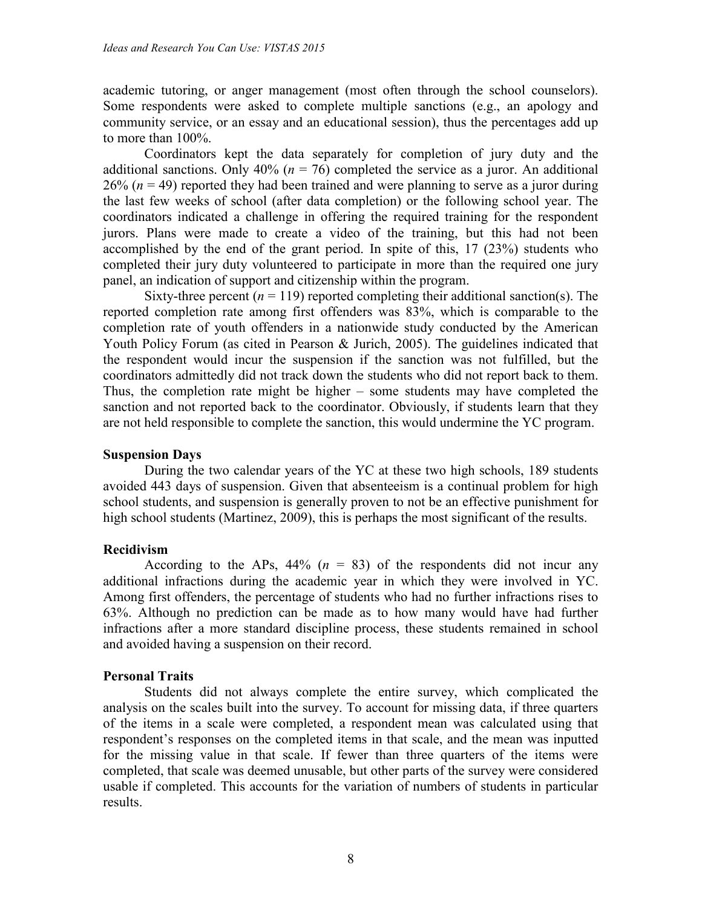academic tutoring, or anger management (most often through the school counselors). Some respondents were asked to complete multiple sanctions (e.g., an apology and community service, or an essay and an educational session), thus the percentages add up to more than 100%.

Coordinators kept the data separately for completion of jury duty and the additional sanctions. Only 40% ($n = 76$) completed the service as a juror. An additional 26% ($n = 49$) reported they had been trained and were planning to serve as a juror during the last few weeks of school (after data completion) or the following school year. The coordinators indicated a challenge in offering the required training for the respondent jurors. Plans were made to create a video of the training, but this had not been accomplished by the end of the grant period. In spite of this, 17 (23%) students who completed their jury duty volunteered to participate in more than the required one jury panel, an indication of support and citizenship within the program.

Sixty-three percent ($n = 119$) reported completing their additional sanction(s). The reported completion rate among first offenders was 83%, which is comparable to the completion rate of youth offenders in a nationwide study conducted by the American Youth Policy Forum (as cited in Pearson & Jurich, 2005). The guidelines indicated that the respondent would incur the suspension if the sanction was not fulfilled, but the coordinators admittedly did not track down the students who did not report back to them. Thus, the completion rate might be higher – some students may have completed the sanction and not reported back to the coordinator. Obviously, if students learn that they are not held responsible to complete the sanction, this would undermine the YC program.

**Suspension Days**

During the two calendar years of the YC at these two high schools, 189 students avoided 443 days of suspension. Given that absenteeism is a continual problem for high school students, and suspension is generally proven to not be an effective punishment for high school students (Martinez, 2009), this is perhaps the most significant of the results.

**Recidivism**

According to the APs, 44% ($n = 83$) of the respondents did not incur any additional infractions during the academic year in which they were involved in YC. Among first offenders, the percentage of students who had no further infractions rises to 63%. Although no prediction can be made as to how many would have had further infractions after a more standard discipline process, these students remained in school and avoided having a suspension on their record.

**Personal Traits**

Students did not always complete the entire survey, which complicated the analysis on the scales built into the survey. To account for missing data, if three quarters of the items in a scale were completed, a respondent mean was calculated using that respondent's responses on the completed items in that scale, and the mean was inputted for the missing value in that scale. If fewer than three quarters of the items were completed, that scale was deemed unusable, but other parts of the survey were considered usable if completed. This accounts for the variation of numbers of students in particular results.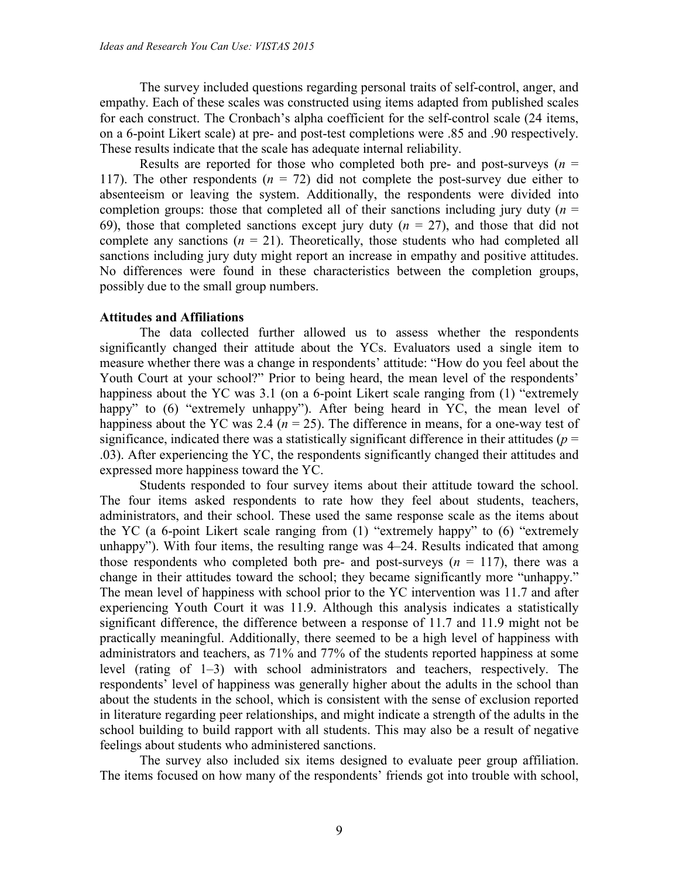The survey included questions regarding personal traits of self-control, anger, and empathy. Each of these scales was constructed using items adapted from published scales for each construct. The Cronbach's alpha coefficient for the self-control scale (24 items, on a 6-point Likert scale) at pre- and post-test completions were .85 and .90 respectively. These results indicate that the scale has adequate internal reliability.

Results are reported for those who completed both pre- and post-surveys ($n$ = 117). The other respondents ($n$ = 72) did not complete the post-survey due either to absenteeism or leaving the system. Additionally, the respondents were divided into completion groups: those that completed all of their sanctions including jury duty ($n$ = 69), those that completed sanctions except jury duty ($n$ = 27), and those that did not complete any sanctions ($n$ = 21). Theoretically, those students who had completed all sanctions including jury duty might report an increase in empathy and positive attitudes. No differences were found in these characteristics between the completion groups, possibly due to the small group numbers.

**Attitudes and Affiliations**

The data collected further allowed us to assess whether the respondents significantly changed their attitude about the YCs. Evaluators used a single item to measure whether there was a change in respondents' attitude: "How do you feel about the Youth Court at your school?" Prior to being heard, the mean level of the respondents' happiness about the YC was 3.1 (on a 6-point Likert scale ranging from (1) "extremely happy" to (6) "extremely unhappy"). After being heard in YC, the mean level of happiness about the YC was 2.4 ($n$ = 25). The difference in means, for a one-way test of significance, indicated there was a statistically significant difference in their attitudes ($p$ = .03). After experiencing the YC, the respondents significantly changed their attitudes and expressed more happiness toward the YC.

Students responded to four survey items about their attitude toward the school. The four items asked respondents to rate how they feel about students, teachers, administrators, and their school. These used the same response scale as the items about the YC (a 6-point Likert scale ranging from (1) "extremely happy" to (6) "extremely unhappy"). With four items, the resulting range was 4–24. Results indicated that among those respondents who completed both pre- and post-surveys ($n$ = 117), there was a change in their attitudes toward the school; they became significantly more "unhappy." The mean level of happiness with school prior to the YC intervention was 11.7 and after experiencing Youth Court it was 11.9. Although this analysis indicates a statistically significant difference, the difference between a response of 11.7 and 11.9 might not be practically meaningful. Additionally, there seemed to be a high level of happiness with administrators and teachers, as 71% and 77% of the students reported happiness at some level (rating of 1–3) with school administrators and teachers, respectively. The respondents' level of happiness was generally higher about the adults in the school than about the students in the school, which is consistent with the sense of exclusion reported in literature regarding peer relationships, and might indicate a strength of the adults in the school building to build rapport with all students. This may also be a result of negative feelings about students who administered sanctions.

The survey also included six items designed to evaluate peer group affiliation. The items focused on how many of the respondents' friends got into trouble with school,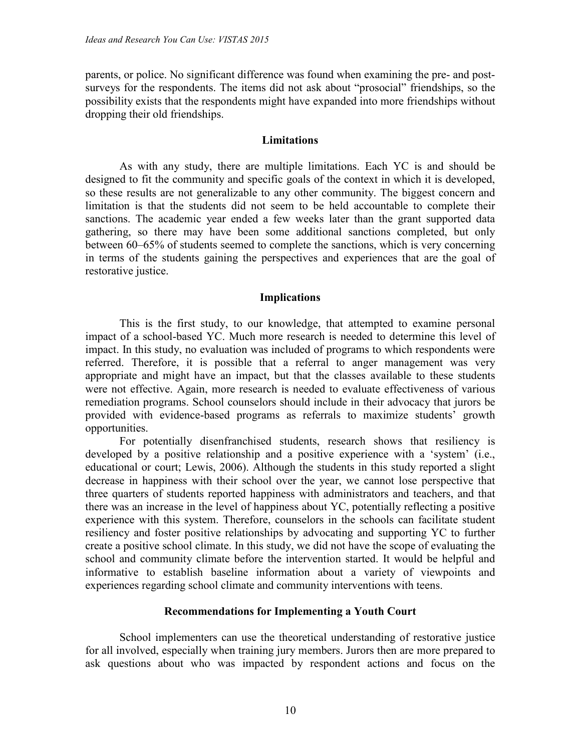parents, or police. No significant difference was found when examining the pre- and post-surveys for the respondents. The items did not ask about "prosocial" friendships, so the possibility exists that the respondents might have expanded into more friendships without dropping their old friendships.

## Limitations

As with any study, there are multiple limitations. Each YC is and should be designed to fit the community and specific goals of the context in which it is developed, so these results are not generalizable to any other community. The biggest concern and limitation is that the students did not seem to be held accountable to complete their sanctions. The academic year ended a few weeks later than the grant supported data gathering, so there may have been some additional sanctions completed, but only between 60–65% of students seemed to complete the sanctions, which is very concerning in terms of the students gaining the perspectives and experiences that are the goal of restorative justice.

## Implications

This is the first study, to our knowledge, that attempted to examine personal impact of a school-based YC. Much more research is needed to determine this level of impact. In this study, no evaluation was included of programs to which respondents were referred. Therefore, it is possible that a referral to anger management was very appropriate and might have an impact, but that the classes available to these students were not effective. Again, more research is needed to evaluate effectiveness of various remediation programs. School counselors should include in their advocacy that jurors be provided with evidence-based programs as referrals to maximize students' growth opportunities.

For potentially disenfranchised students, research shows that resiliency is developed by a positive relationship and a positive experience with a 'system' (i.e., educational or court; Lewis, 2006). Although the students in this study reported a slight decrease in happiness with their school over the year, we cannot lose perspective that three quarters of students reported happiness with administrators and teachers, and that there was an increase in the level of happiness about YC, potentially reflecting a positive experience with this system. Therefore, counselors in the schools can facilitate student resiliency and foster positive relationships by advocating and supporting YC to further create a positive school climate. In this study, we did not have the scope of evaluating the school and community climate before the intervention started. It would be helpful and informative to establish baseline information about a variety of viewpoints and experiences regarding school climate and community interventions with teens.

## Recommendations for Implementing a Youth Court

School implementers can use the theoretical understanding of restorative justice for all involved, especially when training jury members. Jurors then are more prepared to ask questions about who was impacted by respondent actions and focus on the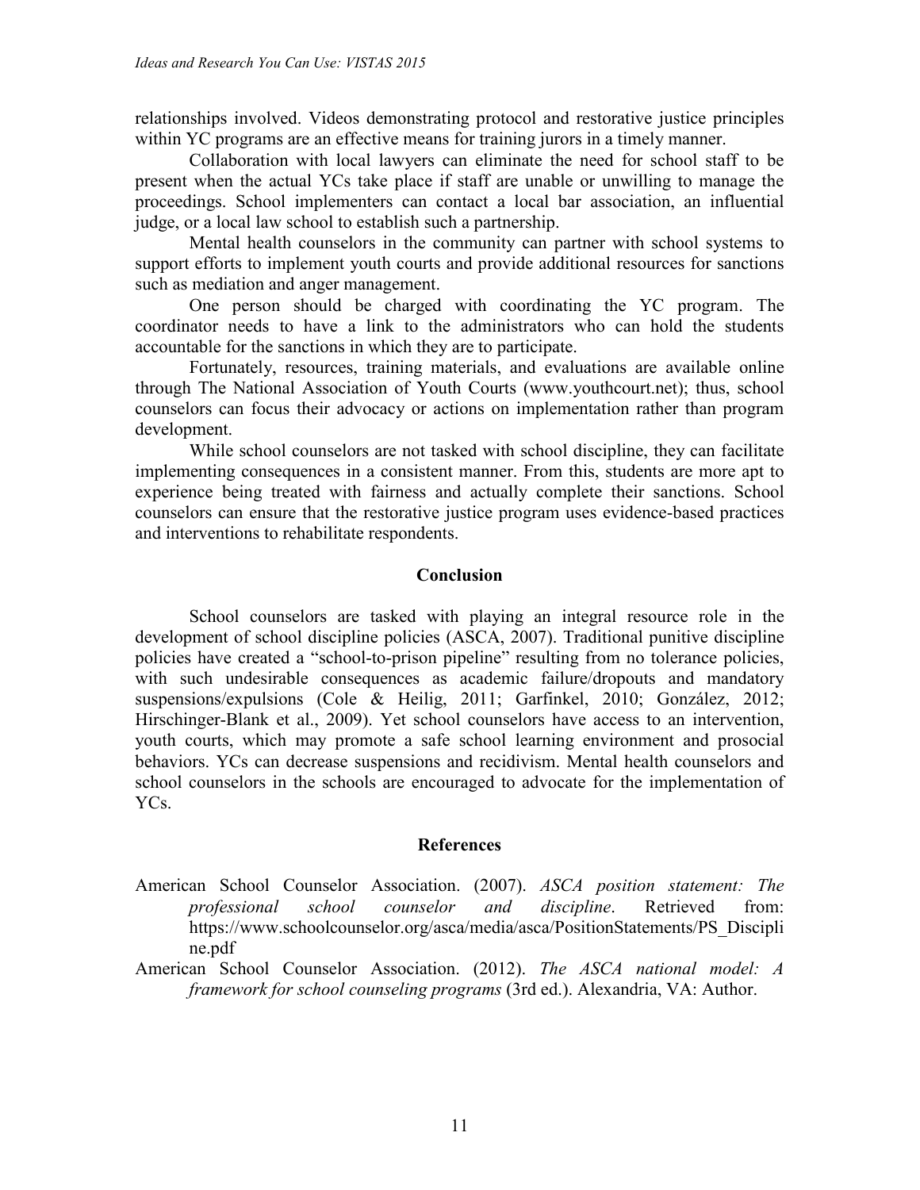relationships involved. Videos demonstrating protocol and restorative justice principles within YC programs are an effective means for training jurors in a timely manner.

Collaboration with local lawyers can eliminate the need for school staff to be present when the actual YCs take place if staff are unable or unwilling to manage the proceedings. School implementers can contact a local bar association, an influential judge, or a local law school to establish such a partnership.

Mental health counselors in the community can partner with school systems to support efforts to implement youth courts and provide additional resources for sanctions such as mediation and anger management.

One person should be charged with coordinating the YC program. The coordinator needs to have a link to the administrators who can hold the students accountable for the sanctions in which they are to participate.

Fortunately, resources, training materials, and evaluations are available online through The National Association of Youth Courts (www.youthcourt.net); thus, school counselors can focus their advocacy or actions on implementation rather than program development.

While school counselors are not tasked with school discipline, they can facilitate implementing consequences in a consistent manner. From this, students are more apt to experience being treated with fairness and actually complete their sanctions. School counselors can ensure that the restorative justice program uses evidence-based practices and interventions to rehabilitate respondents.

## Conclusion

School counselors are tasked with playing an integral resource role in the development of school discipline policies (ASCA, 2007). Traditional punitive discipline policies have created a "school-to-prison pipeline" resulting from no tolerance policies, with such undesirable consequences as academic failure/dropouts and mandatory suspensions/expulsions (Cole & Heilig, 2011; Garfinkel, 2010; González, 2012; Hirschinger-Blank et al., 2009). Yet school counselors have access to an intervention, youth courts, which may promote a safe school learning environment and prosocial behaviors. YCs can decrease suspensions and recidivism. Mental health counselors and school counselors in the schools are encouraged to advocate for the implementation of YCs.

## References

American School Counselor Association. (2007). *ASCA position statement: The professional school counselor and discipline*. Retrieved from: https://www.schoolcounselor.org/asca/media/asca/PositionStatements/PS_Discipline.pdf

American School Counselor Association. (2012). *The ASCA national model: A framework for school counseling programs* (3rd ed.). Alexandria, VA: Author.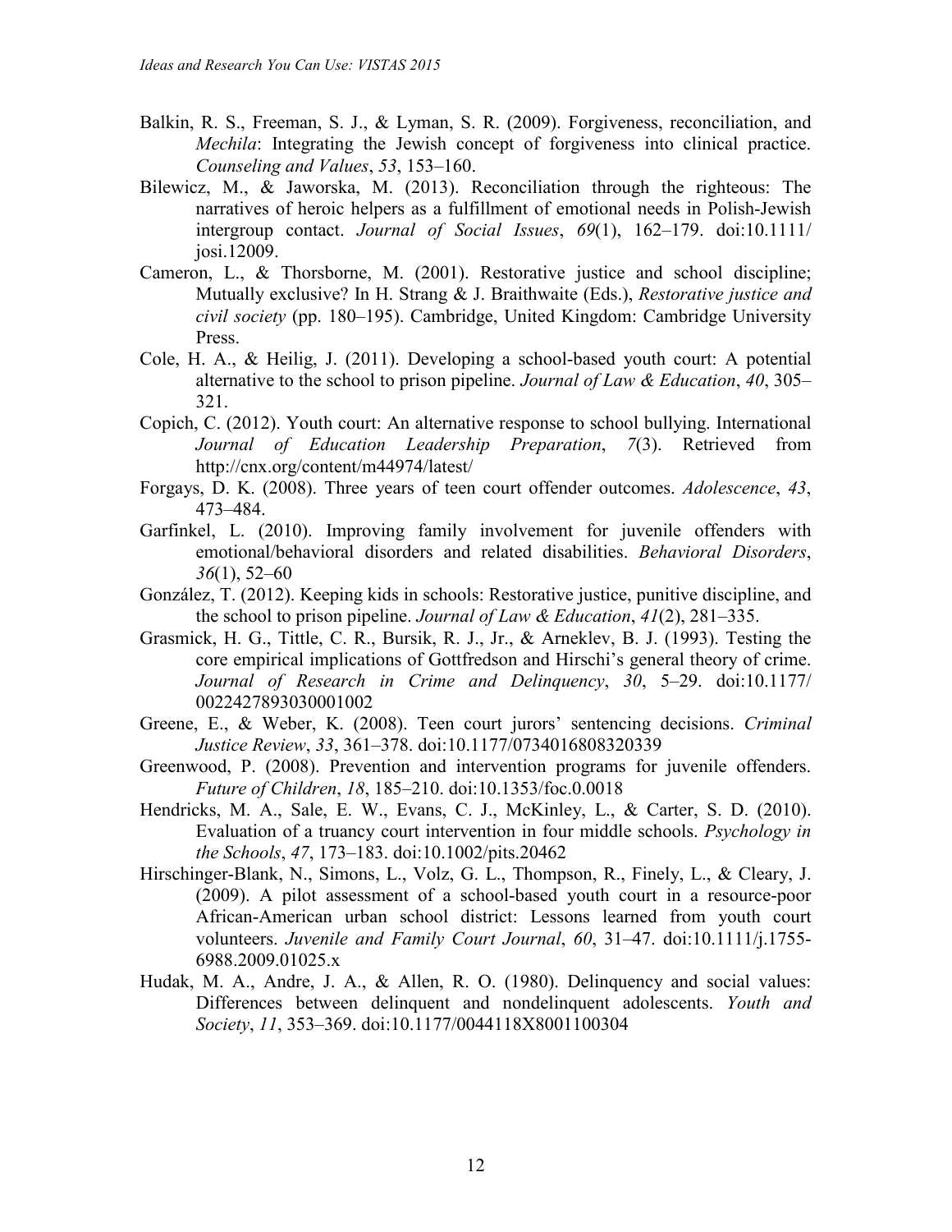Balkin, R. S., Freeman, S. J., & Lyman, S. R. (2009). Forgiveness, reconciliation, and *Mechila*: Integrating the Jewish concept of forgiveness into clinical practice. *Counseling and Values*, *53*, 153–160.

Bilewicz, M., & Jaworska, M. (2013). Reconciliation through the righteous: The narratives of heroic helpers as a fulfillment of emotional needs in Polish-Jewish intergroup contact. *Journal of Social Issues*, *69*(1), 162–179. doi:10.1111/josi.12009.

Cameron, L., & Thorsborne, M. (2001). Restorative justice and school discipline; Mutually exclusive? In H. Strang & J. Braithwaite (Eds.), *Restorative justice and civil society* (pp. 180–195). Cambridge, United Kingdom: Cambridge University Press.

Cole, H. A., & Heilig, J. (2011). Developing a school-based youth court: A potential alternative to the school to prison pipeline. *Journal of Law & Education*, *40*, 305–321.

Copich, C. (2012). Youth court: An alternative response to school bullying. International *Journal of Education Leadership Preparation*, *7*(3). Retrieved from http://cnx.org/content/m44974/latest/

Forgays, D. K. (2008). Three years of teen court offender outcomes. *Adolescence*, *43*, 473–484.

Garfinkel, L. (2010). Improving family involvement for juvenile offenders with emotional/behavioral disorders and related disabilities. *Behavioral Disorders*, *36*(1), 52–60

González, T. (2012). Keeping kids in schools: Restorative justice, punitive discipline, and the school to prison pipeline. *Journal of Law & Education*, *41*(2), 281–335.

Grasmick, H. G., Tittle, C. R., Bursik, R. J., Jr., & Arneklev, B. J. (1993). Testing the core empirical implications of Gottfredson and Hirschi's general theory of crime. *Journal of Research in Crime and Delinquency*, *30*, 5–29. doi:10.1177/0022427893030001002

Greene, E., & Weber, K. (2008). Teen court jurors' sentencing decisions. *Criminal Justice Review*, *33*, 361–378. doi:10.1177/0734016808320339

Greenwood, P. (2008). Prevention and intervention programs for juvenile offenders. *Future of Children*, *18*, 185–210. doi:10.1353/foc.0.0018

Hendricks, M. A., Sale, E. W., Evans, C. J., McKinley, L., & Carter, S. D. (2010). Evaluation of a truancy court intervention in four middle schools. *Psychology in the Schools*, *47*, 173–183. doi:10.1002/pits.20462

Hirschinger-Blank, N., Simons, L., Volz, G. L., Thompson, R., Finely, L., & Cleary, J. (2009). A pilot assessment of a school-based youth court in a resource-poor African-American urban school district: Lessons learned from youth court volunteers. *Juvenile and Family Court Journal*, *60*, 31–47. doi:10.1111/j.1755-6988.2009.01025.x

Hudak, M. A., Andre, J. A., & Allen, R. O. (1980). Delinquency and social values: Differences between delinquent and nondelinquent adolescents. *Youth and Society*, *11*, 353–369. doi:10.1177/0044118X8001100304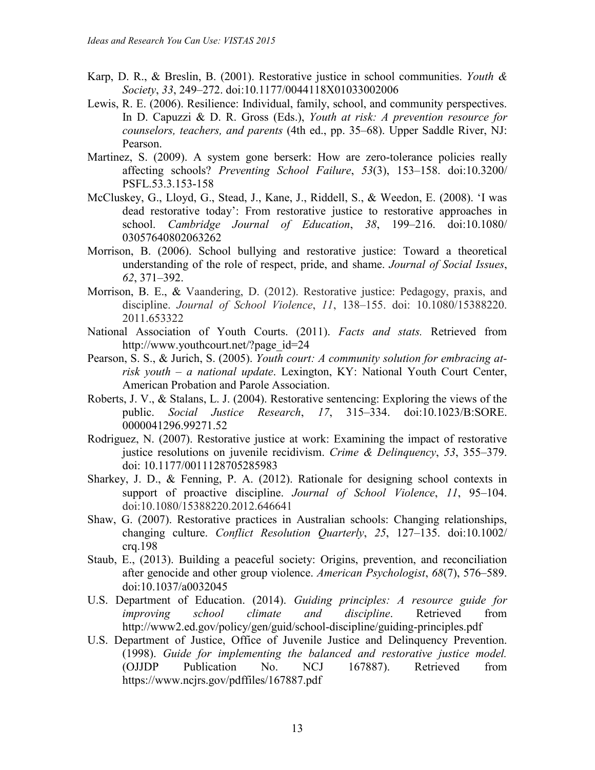Karp, D. R., & Breslin, B. (2001). Restorative justice in school communities. *Youth & Society*, *33*, 249–272. doi:10.1177/0044118X01033002006

Lewis, R. E. (2006). Resilience: Individual, family, school, and community perspectives. In D. Capuzzi & D. R. Gross (Eds.), *Youth at risk: A prevention resource for counselors, teachers, and parents* (4th ed., pp. 35–68). Upper Saddle River, NJ: Pearson.

Martinez, S. (2009). A system gone berserk: How are zero-tolerance policies really affecting schools? *Preventing School Failure*, *53*(3), 153–158. doi:10.3200/PSFL.53.3.153-158

McCluskey, G., Lloyd, G., Stead, J., Kane, J., Riddell, S., & Weedon, E. (2008). 'I was dead restorative today': From restorative justice to restorative approaches in school. *Cambridge Journal of Education*, *38*, 199–216. doi:10.1080/03057640802063262

Morrison, B. (2006). School bullying and restorative justice: Toward a theoretical understanding of the role of respect, pride, and shame. *Journal of Social Issues*, *62*, 371–392.

Morrison, B. E., & Vaandering, D. (2012). Restorative justice: Pedagogy, praxis, and discipline. *Journal of School Violence*, *11*, 138–155. doi: 10.1080/15388220.2011.653322

National Association of Youth Courts. (2011). *Facts and stats.* Retrieved from http://www.youthcourt.net/?page_id=24

Pearson, S. S., & Jurich, S. (2005). *Youth court: A community solution for embracing at-risk youth – a national update*. Lexington, KY: National Youth Court Center, American Probation and Parole Association.

Roberts, J. V., & Stalans, L. J. (2004). Restorative sentencing: Exploring the views of the public. *Social Justice Research*, *17*, 315–334. doi:10.1023/B:SORE.0000041296.99271.52

Rodriguez, N. (2007). Restorative justice at work: Examining the impact of restorative justice resolutions on juvenile recidivism. *Crime & Delinquency*, *53*, 355–379. doi: 10.1177/0011128705285983

Sharkey, J. D., & Fenning, P. A. (2012). Rationale for designing school contexts in support of proactive discipline. *Journal of School Violence*, *11*, 95–104. doi:10.1080/15388220.2012.646641

Shaw, G. (2007). Restorative practices in Australian schools: Changing relationships, changing culture. *Conflict Resolution Quarterly*, *25*, 127–135. doi:10.1002/crq.198

Staub, E., (2013). Building a peaceful society: Origins, prevention, and reconciliation after genocide and other group violence. *American Psychologist*, *68*(7), 576–589. doi:10.1037/a0032045

U.S. Department of Education. (2014). *Guiding principles: A resource guide for improving school climate and discipline*. Retrieved from http://www2.ed.gov/policy/gen/guid/school-discipline/guiding-principles.pdf

U.S. Department of Justice, Office of Juvenile Justice and Delinquency Prevention. (1998). *Guide for implementing the balanced and restorative justice model.* (OJJDP Publication No. NCJ 167887). Retrieved from https://www.ncjrs.gov/pdffiles/167887.pdf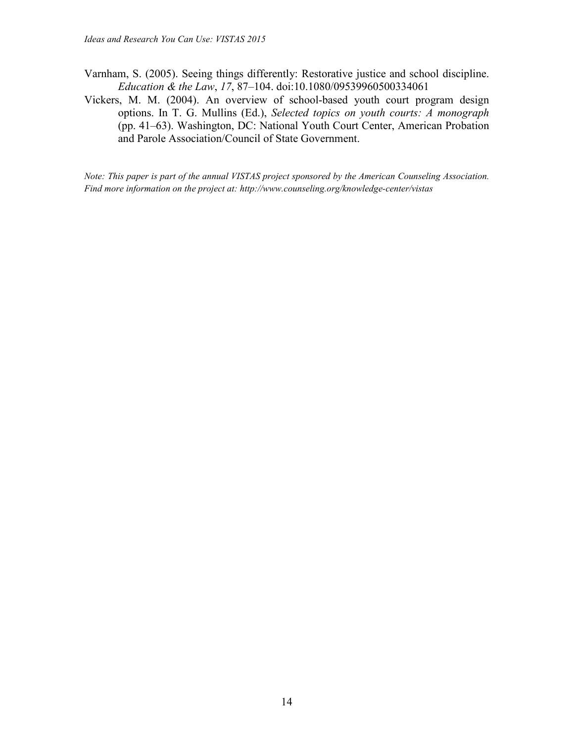Varnham, S. (2005). Seeing things differently: Restorative justice and school discipline. *Education & the Law*, *17*, 87–104. doi:10.1080/09539960500334061

Vickers, M. M. (2004). An overview of school-based youth court program design options. In T. G. Mullins (Ed.), *Selected topics on youth courts: A monograph* (pp. 41–63). Washington, DC: National Youth Court Center, American Probation and Parole Association/Council of State Government.

*Note: This paper is part of the annual VISTAS project sponsored by the American Counseling Association. Find more information on the project at: http://www.counseling.org/knowledge-center/vistas*